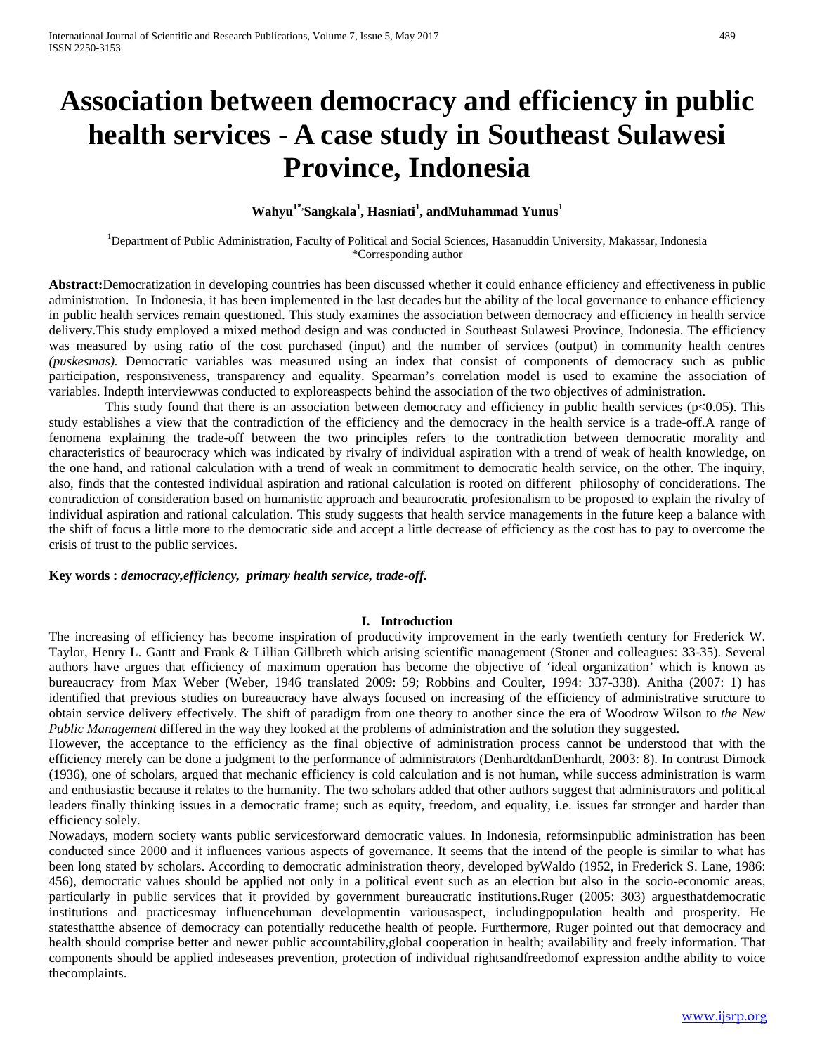# Association between democracy and efficiency in public health services - A case study in Southeast Sulawesi Province, Indonesia

**Wahyu[1*], Sangkala[1], Hasniati[1], andMuhammad Yunus[1]**

[1]Department of Public Administration, Faculty of Political and Social Sciences, Hasanuddin University, Makassar, Indonesia
*Corresponding author

**Abstract:**Democratization in developing countries has been discussed whether it could enhance efficiency and effectiveness in public administration. In Indonesia, it has been implemented in the last decades but the ability of the local governance to enhance efficiency in public health services remain questioned. This study examines the association between democracy and efficiency in health service delivery.This study employed a mixed method design and was conducted in Southeast Sulawesi Province, Indonesia. The efficiency was measured by using ratio of the cost purchased (input) and the number of services (output) in community health centres *(puskesmas).* Democratic variables was measured using an index that consist of components of democracy such as public participation, responsiveness, transparency and equality. Spearman's correlation model is used to examine the association of variables. Indepth interviewwas conducted to exploreaspects behind the association of the two objectives of administration.

This study found that there is an association between democracy and efficiency in public health services ($p<0.05$). This study establishes a view that the contradiction of the efficiency and the democracy in the health service is a trade-off.A range of fenomena explaining the trade-off between the two principles refers to the contradiction between democratic morality and characteristics of beaurocracy which was indicated by rivalry of individual aspiration with a trend of weak of health knowledge, on the one hand, and rational calculation with a trend of weak in commitment to democratic health service, on the other. The inquiry, also, finds that the contested individual aspiration and rational calculation is rooted on different philosophy of conciderations. The contradiction of consideration based on humanistic approach and beaurocratic profesionalism to be proposed to explain the rivalry of individual aspiration and rational calculation. This study suggests that health service managements in the future keep a balance with the shift of focus a little more to the democratic side and accept a little decrease of efficiency as the cost has to pay to overcome the crisis of trust to the public services.

**Key words :** ***democracy,efficiency, primary health service, trade-off.***

## I. Introduction

The increasing of efficiency has become inspiration of productivity improvement in the early twentieth century for Frederick W. Taylor, Henry L. Gantt and Frank & Lillian Gillbreth which arising scientific management (Stoner and colleagues: 33-35). Several authors have argues that efficiency of maximum operation has become the objective of 'ideal organization' which is known as bureaucracy from Max Weber (Weber, 1946 translated 2009: 59; Robbins and Coulter, 1994: 337-338). Anitha (2007: 1) has identified that previous studies on bureaucracy have always focused on increasing of the efficiency of administrative structure to obtain service delivery effectively. The shift of paradigm from one theory to another since the era of Woodrow Wilson to *the New Public Management* differed in the way they looked at the problems of administration and the solution they suggested.

However, the acceptance to the efficiency as the final objective of administration process cannot be understood that with the efficiency merely can be done a judgment to the performance of administrators (DenhardtdanDenhardt, 2003: 8). In contrast Dimock (1936), one of scholars, argued that mechanic efficiency is cold calculation and is not human, while success administration is warm and enthusiastic because it relates to the humanity. The two scholars added that other authors suggest that administrators and political leaders finally thinking issues in a democratic frame; such as equity, freedom, and equality, i.e. issues far stronger and harder than efficiency solely.

Nowadays, modern society wants public servicesforward democratic values. In Indonesia, reformsinpublic administration has been conducted since 2000 and it influences various aspects of governance. It seems that the intend of the people is similar to what has been long stated by scholars. According to democratic administration theory, developed byWaldo (1952, in Frederick S. Lane, 1986: 456), democratic values should be applied not only in a political event such as an election but also in the socio-economic areas, particularly in public services that it provided by government bureaucratic institutions.Ruger (2005: 303) arguesthatdemocratic institutions and practicesmay influencehuman developmentin variousaspect, includingpopulation health and prosperity. He statesthatthe absence of democracy can potentially reducethe health of people. Furthermore, Ruger pointed out that democracy and health should comprise better and newer public accountability,global cooperation in health; availability and freely information. That components should be applied indeseases prevention, protection of individual rightsandfreedomof expression andthe ability to voice thecomplaints.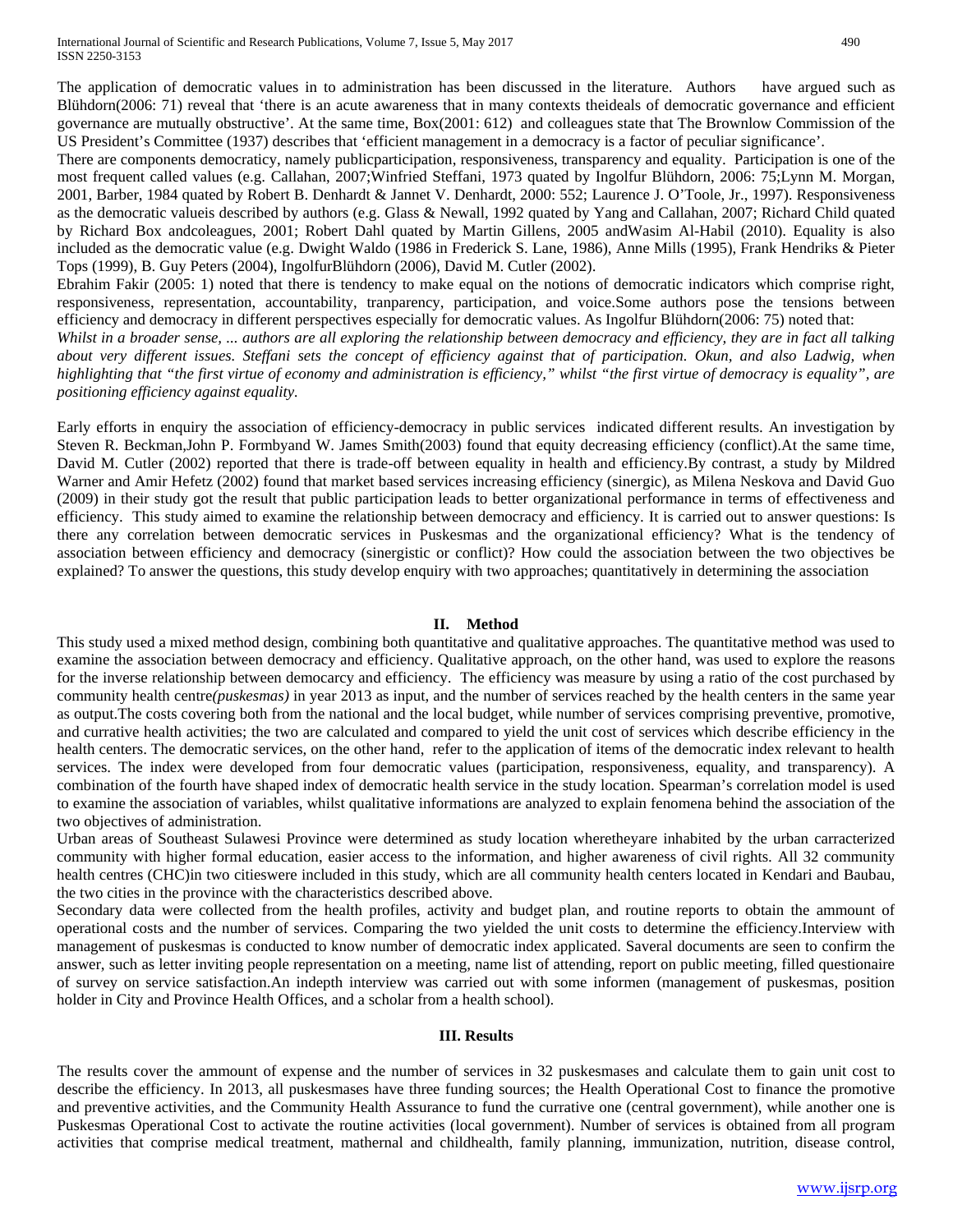The application of democratic values in to administration has been discussed in the literature. Authors have argued such as Blühdorn(2006: 71) reveal that 'there is an acute awareness that in many contexts theideals of democratic governance and efficient governance are mutually obstructive'. At the same time, Box(2001: 612) and colleagues state that The Brownlow Commission of the US President's Committee (1937) describes that 'efficient management in a democracy is a factor of peculiar significance'.

There are components democraticy, namely publicparticipation, responsiveness, transparency and equality. Participation is one of the most frequent called values (e.g. Callahan, 2007;Winfried Steffani, 1973 quated by Ingolfur Blühdorn, 2006: 75;Lynn M. Morgan, 2001, Barber, 1984 quated by Robert B. Denhardt & Jannet V. Denhardt, 2000: 552; Laurence J. O'Toole, Jr., 1997). Responsiveness as the democratic valueis described by authors (e.g. Glass & Newall, 1992 quated by Yang and Callahan, 2007; Richard Child quated by Richard Box andcoleagues, 2001; Robert Dahl quated by Martin Gillens, 2005 andWasim Al-Habil (2010). Equality is also included as the democratic value (e.g. Dwight Waldo (1986 in Frederick S. Lane, 1986), Anne Mills (1995), Frank Hendriks & Pieter Tops (1999), B. Guy Peters (2004), IngolfurBlühdorn (2006), David M. Cutler (2002).

Ebrahim Fakir (2005: 1) noted that there is tendency to make equal on the notions of democratic indicators which comprise right, responsiveness, representation, accountability, tranparency, participation, and voice.Some authors pose the tensions between efficiency and democracy in different perspectives especially for democratic values. As Ingolfur Blühdorn(2006: 75) noted that:

*Whilst in a broader sense, ... authors are all exploring the relationship between democracy and efficiency, they are in fact all talking about very different issues. Steffani sets the concept of efficiency against that of participation. Okun, and also Ladwig, when highlighting that "the first virtue of economy and administration is efficiency," whilst "the first virtue of democracy is equality", are positioning efficiency against equality.*

Early efforts in enquiry the association of efficiency-democracy in public services indicated different results. An investigation by Steven R. Beckman,John P. Formbyand W. James Smith(2003) found that equity decreasing efficiency (conflict).At the same time, David M. Cutler (2002) reported that there is trade-off between equality in health and efficiency.By contrast, a study by Mildred Warner and Amir Hefetz (2002) found that market based services increasing efficiency (sinergic), as Milena Neskova and David Guo (2009) in their study got the result that public participation leads to better organizational performance in terms of effectiveness and efficiency. This study aimed to examine the relationship between democracy and efficiency. It is carried out to answer questions: Is there any correlation between democratic services in Puskesmas and the organizational efficiency? What is the tendency of association between efficiency and democracy (sinergistic or conflict)? How could the association between the two objectives be explained? To answer the questions, this study develop enquiry with two approaches; quantitatively in determining the association

## II. Method

This study used a mixed method design, combining both quantitative and qualitative approaches. The quantitative method was used to examine the association between democracy and efficiency. Qualitative approach, on the other hand, was used to explore the reasons for the inverse relationship between democarcy and efficiency. The efficiency was measure by using a ratio of the cost purchased by community health centre*(puskesmas)* in year 2013 as input, and the number of services reached by the health centers in the same year as output.The costs covering both from the national and the local budget, while number of services comprising preventive, promotive, and currative health activities; the two are calculated and compared to yield the unit cost of services which describe efficiency in the health centers. The democratic services, on the other hand, refer to the application of items of the democratic index relevant to health services. The index were developed from four democratic values (participation, responsiveness, equality, and transparency). A combination of the fourth have shaped index of democratic health service in the study location. Spearman's correlation model is used to examine the association of variables, whilst qualitative informations are analyzed to explain fenomena behind the association of the two objectives of administration.

Urban areas of Southeast Sulawesi Province were determined as study location wheretheyare inhabited by the urban carracterized community with higher formal education, easier access to the information, and higher awareness of civil rights. All 32 community health centres (CHC)in two citieswere included in this study, which are all community health centers located in Kendari and Baubau, the two cities in the province with the characteristics described above.

Secondary data were collected from the health profiles, activity and budget plan, and routine reports to obtain the ammount of operational costs and the number of services. Comparing the two yielded the unit costs to determine the efficiency.Interview with management of puskesmas is conducted to know number of democratic index applicated. Saveral documents are seen to confirm the answer, such as letter inviting people representation on a meeting, name list of attending, report on public meeting, filled questionaire of survey on service satisfaction.An indepth interview was carried out with some informen (management of puskesmas, position holder in City and Province Health Offices, and a scholar from a health school).

## III. Results

The results cover the ammount of expense and the number of services in 32 puskesmases and calculate them to gain unit cost to describe the efficiency. In 2013, all puskesmases have three funding sources; the Health Operational Cost to finance the promotive and preventive activities, and the Community Health Assurance to fund the currative one (central government), while another one is Puskesmas Operational Cost to activate the routine activities (local government). Number of services is obtained from all program activities that comprise medical treatment, mathernal and childhealth, family planning, immunization, nutrition, disease control,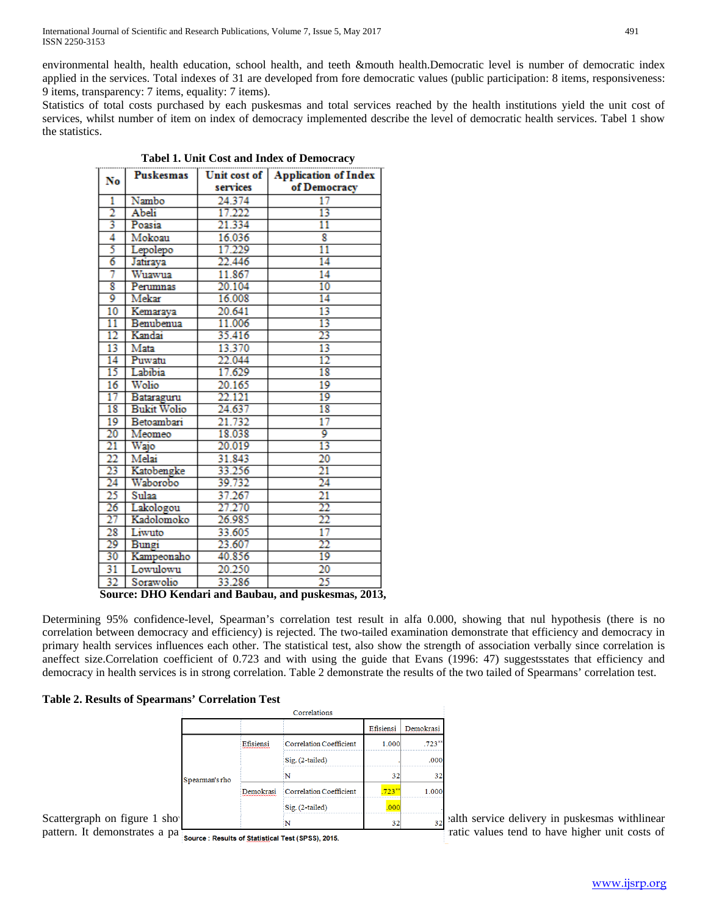environmental health, health education, school health, and teeth &mouth health.Democratic level is number of democratic index applied in the services. Total indexes of 31 are developed from fore democratic values (public participation: 8 items, responsiveness: 9 items, transparency: 7 items, equality: 7 items).

Statistics of total costs purchased by each puskesmas and total services reached by the health institutions yield the unit cost of services, whilst number of item on index of democracy implemented describe the level of democratic health services. Tabel 1 show the statistics.

**Tabel 1. Unit Cost and Index of Democracy**

| No | Puskesmas | Unit cost of services | Application of Index of Democracy |
|---|---|---|---|
| 1 | Nambo | 24.374 | 17 |
| 2 | Abeli | 17.222 | 13 |
| 3 | Poasia | 21.334 | 11 |
| 4 | Mokoau | 16.036 | 8 |
| 5 | Lepolepo | 17.229 | 11 |
| 6 | Jatiraya | 22.446 | 14 |
| 7 | Wuawua | 11.867 | 14 |
| 8 | Perumnas | 20.104 | 10 |
| 9 | Mekar | 16.008 | 14 |
| 10 | Kemaraya | 20.641 | 13 |
| 11 | Benubenua | 11.006 | 13 |
| 12 | Kandai | 35.416 | 23 |
| 13 | Mata | 13.370 | 13 |
| 14 | Puwatu | 22.044 | 12 |
| 15 | Labibia | 17.629 | 18 |
| 16 | Wolio | 20.165 | 19 |
| 17 | Bataraguru | 22.121 | 19 |
| 18 | Bukit Wolio | 24.637 | 18 |
| 19 | Betoambari | 21.732 | 17 |
| 20 | Meomeo | 18.038 | 9 |
| 21 | Wajo | 20.019 | 13 |
| 22 | Melai | 31.843 | 20 |
| 23 | Katobengke | 33.256 | 21 |
| 24 | Waborobo | 39.732 | 24 |
| 25 | Sulaa | 37.267 | 21 |
| 26 | Lakologou | 27.270 | 22 |
| 27 | Kadolomoko | 26.985 | 22 |
| 28 | Liwuto | 33.605 | 17 |
| 29 | Bungi | 23.607 | 22 |
| 30 | Kampeonaho | 40.856 | 19 |
| 31 | Lowulowu | 20.250 | 20 |
| 32 | Sorawolio | 33.286 | 25 |

**Source: DHO Kendari and Baubau, and puskesmas, 2013,**

Determining 95% confidence-level, Spearman's correlation test result in alfa 0.000, showing that nul hypothesis (there is no correlation between democracy and efficiency) is rejected. The two-tailed examination demonstrate that efficiency and democracy in primary health services influences each other. The statistical test, also show the strength of association verbally since correlation is aneffect size.Correlation coefficient of 0.723 and with using the guide that Evans (1996: 47) suggestsstates that efficiency and democracy in health services is in strong correlation. Table 2 demonstrate the results of the two tailed of Spearmans' correlation test.

**Table 2. Results of Spearmans' Correlation Test**

Correlations

| | | | Efisiensi | Demokrasi |
|---|---|---|---|---|
| Spearman's rho | Efisiensi | Correlation Coefficient | 1.000 | .723** |
| | | Sig. (2-tailed) | . | .000 |
| | | N | 32 | 32 |
| | Demokrasi | Correlation Coefficient | .723** | 1.000 |
| | | Sig. (2-tailed) | .000 | . |
| | | N | 32 | 32 |

Source : Results of Statistical Test (SPSS), 2015.

Scattergraph on figure 1 sho[...]alth service delivery in puskesmas withlinear pattern. It demonstrates a pa[...]ratic values tend to have higher unit costs of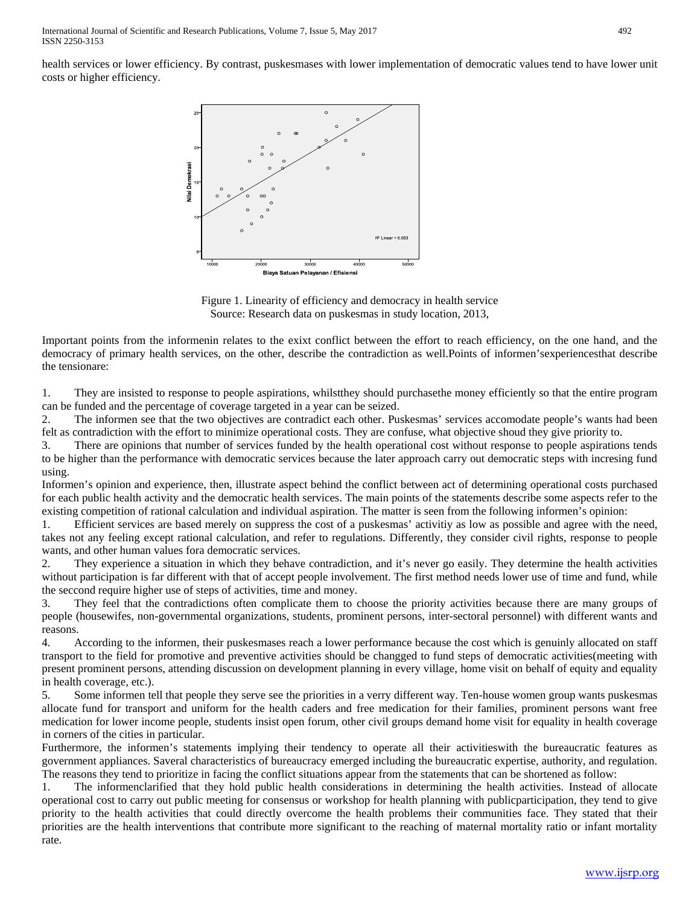health services or lower efficiency. By contrast, puskesmases with lower implementation of democratic values tend to have lower unit costs or higher efficiency.

Figure 1. Linearity of efficiency and democracy in health service
Source: Research data on puskesmas in study location, 2013,

Important points from the informenin relates to the exixt conflict between the effort to reach efficiency, on the one hand, and the democracy of primary health services, on the other, describe the contradiction as well.Points of informen'sexperiencesthat describe the tensionare:

1. They are insisted to response to people aspirations, whilstthey should purchasethe money efficiently so that the entire program can be funded and the percentage of coverage targeted in a year can be seized.
2. The informen see that the two objectives are contradict each other. Puskesmas' services accomodate people's wants had been felt as contradiction with the effort to minimize operational costs. They are confuse, what objective shoud they give priority to.
3. There are opinions that number of services funded by the health operational cost without response to people aspirations tends to be higher than the performance with democratic services because the later approach carry out democratic steps with incresing fund using.

Informen's opinion and experience, then, illustrate aspect behind the conflict between act of determining operational costs purchased for each public health activity and the democratic health services. The main points of the statements describe some aspects refer to the existing competition of rational calculation and individual aspiration. The matter is seen from the following informen's opinion:

1. Efficient services are based merely on suppress the cost of a puskesmas' activitiy as low as possible and agree with the need, takes not any feeling except rational calculation, and refer to regulations. Differently, they consider civil rights, response to people wants, and other human values fora democratic services.
2. They experience a situation in which they behave contradiction, and it's never go easily. They determine the health activities without participation is far different with that of accept people involvement. The first method needs lower use of time and fund, while the seccond require higher use of steps of activities, time and money.
3. They feel that the contradictions often complicate them to choose the priority activities because there are many groups of people (housewifes, non-governmental organizations, students, prominent persons, inter-sectoral personnel) with different wants and reasons.
4. According to the informen, their puskesmases reach a lower performance because the cost which is genuinly allocated on staff transport to the field for promotive and preventive activities should be changged to fund steps of democratic activities(meeting with present prominent persons, attending discussion on development planning in every village, home visit on behalf of equity and equality in health coverage, etc.).
5. Some informen tell that people they serve see the priorities in a verry different way. Ten-house women group wants puskesmas allocate fund for transport and uniform for the health caders and free medication for their families, prominent persons want free medication for lower income people, students insist open forum, other civil groups demand home visit for equality in health coverage in corners of the cities in particular.

Furthermore, the informen's statements implying their tendency to operate all their activitieswith the bureaucratic features as government appliances. Saveral characteristics of bureaucracy emerged including the bureaucratic expertise, authority, and regulation. The reasons they tend to prioritize in facing the conflict situations appear from the statements that can be shortened as follow:

1. The informenclarified that they hold public health considerations in determining the health activities. Instead of allocate operational cost to carry out public meeting for consensus or workshop for health planning with publicparticipation, they tend to give priority to the health activities that could directly overcome the health problems their communities face. They stated that their priorities are the health interventions that contribute more significant to the reaching of maternal mortality ratio or infant mortality rate.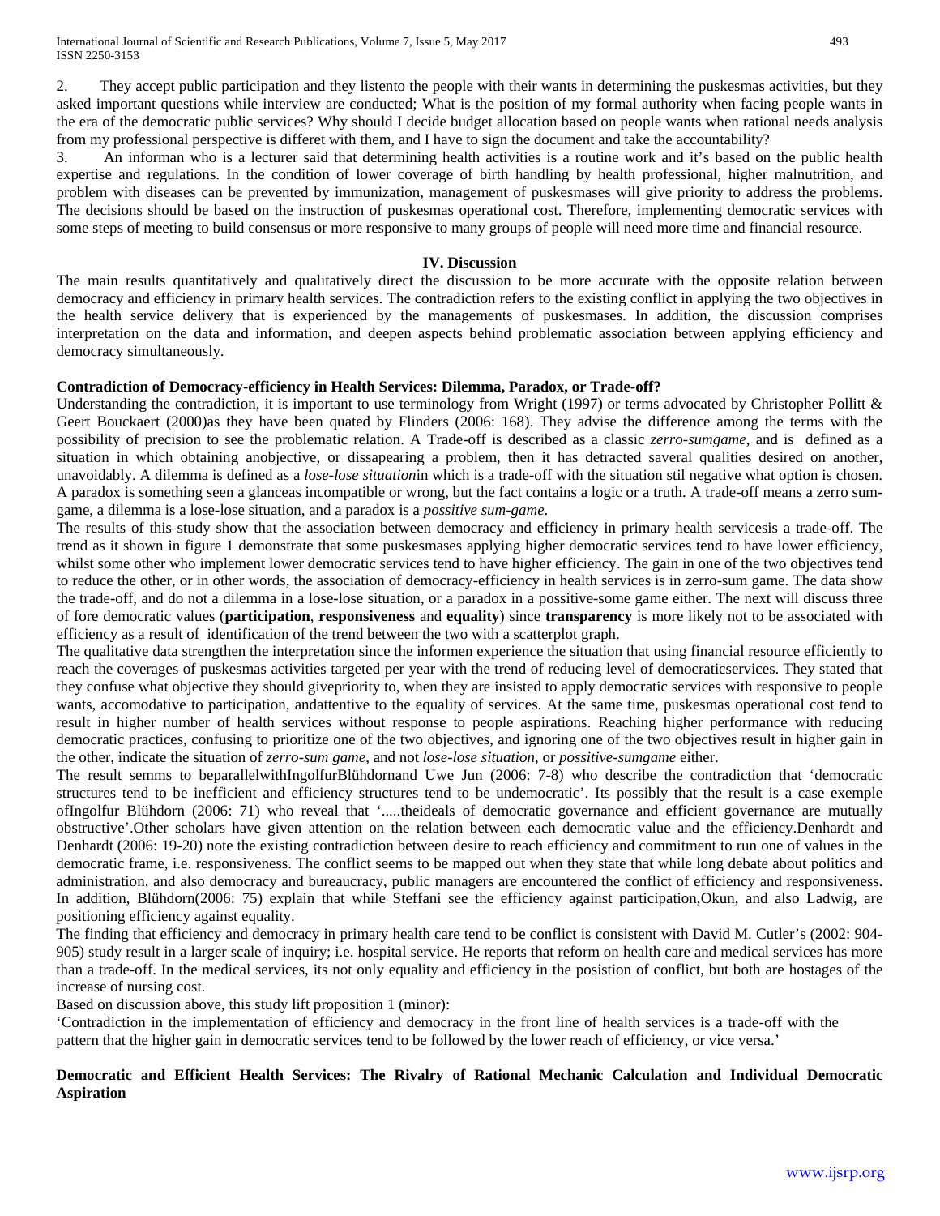2. They accept public participation and they listento the people with their wants in determining the puskesmas activities, but they asked important questions while interview are conducted; What is the position of my formal authority when facing people wants in the era of the democratic public services? Why should I decide budget allocation based on people wants when rational needs analysis from my professional perspective is differet with them, and I have to sign the document and take the accountability?

3. An informan who is a lecturer said that determining health activities is a routine work and it's based on the public health expertise and regulations. In the condition of lower coverage of birth handling by health professional, higher malnutrition, and problem with diseases can be prevented by immunization, management of puskesmases will give priority to address the problems. The decisions should be based on the instruction of puskesmas operational cost. Therefore, implementing democratic services with some steps of meeting to build consensus or more responsive to many groups of people will need more time and financial resource.

## IV. Discussion

The main results quantitatively and qualitatively direct the discussion to be more accurate with the opposite relation between democracy and efficiency in primary health services. The contradiction refers to the existing conflict in applying the two objectives in the health service delivery that is experienced by the managements of puskesmases. In addition, the discussion comprises interpretation on the data and information, and deepen aspects behind problematic association between applying efficiency and democracy simultaneously.

**Contradiction of Democracy-efficiency in Health Services: Dilemma, Paradox, or Trade-off?**

Understanding the contradiction, it is important to use terminology from Wright (1997) or terms advocated by Christopher Pollitt & Geert Bouckaert (2000)as they have been quated by Flinders (2006: 168). They advise the difference among the terms with the possibility of precision to see the problematic relation. A Trade-off is described as a classic *zerro-sumgame*, and is defined as a situation in which obtaining anobjective, or dissapearing a problem, then it has detracted saveral qualities desired on another, unavoidably. A dilemma is defined as a *lose-lose situation*in which is a trade-off with the situation stil negative what option is chosen. A paradox is something seen a glanceas incompatible or wrong, but the fact contains a logic or a truth. A trade-off means a zerro sum-game, a dilemma is a lose-lose situation, and a paradox is a *possitive sum-game*.

The results of this study show that the association between democracy and efficiency in primary health servicesis a trade-off. The trend as it shown in figure 1 demonstrate that some puskesmases applying higher democratic services tend to have lower efficiency, whilst some other who implement lower democratic services tend to have higher efficiency. The gain in one of the two objectives tend to reduce the other, or in other words, the association of democracy-efficiency in health services is in zerro-sum game. The data show the trade-off, and do not a dilemma in a lose-lose situation, or a paradox in a possitive-some game either. The next will discuss three of fore democratic values (**participation**, **responsiveness** and **equality**) since **transparency** is more likely not to be associated with efficiency as a result of identification of the trend between the two with a scatterplot graph.

The qualitative data strengthen the interpretation since the informen experience the situation that using financial resource efficiently to reach the coverages of puskesmas activities targeted per year with the trend of reducing level of democraticservices. They stated that they confuse what objective they should givepriority to, when they are insisted to apply democratic services with responsive to people wants, accomodative to participation, andattentive to the equality of services. At the same time, puskesmas operational cost tend to result in higher number of health services without response to people aspirations. Reaching higher performance with reducing democratic practices, confusing to prioritize one of the two objectives, and ignoring one of the two objectives result in higher gain in the other, indicate the situation of *zerro-sum game*, and not *lose-lose situation*, or *possitive-sumgame* either.

The result semms to beparallelwithIngolfurBlühdornand Uwe Jun (2006: 7-8) who describe the contradiction that 'democratic structures tend to be inefficient and efficiency structures tend to be undemocratic'. Its possibly that the result is a case exemple ofIngolfur Blühdorn (2006: 71) who reveal that '.....theideals of democratic governance and efficient governance are mutually obstructive'.Other scholars have given attention on the relation between each democratic value and the efficiency.Denhardt and Denhardt (2006: 19-20) note the existing contradiction between desire to reach efficiency and commitment to run one of values in the democratic frame, i.e. responsiveness. The conflict seems to be mapped out when they state that while long debate about politics and administration, and also democracy and bureaucracy, public managers are encountered the conflict of efficiency and responsiveness. In addition, Blühdorn(2006: 75) explain that while Steffani see the efficiency against participation,Okun, and also Ladwig, are positioning efficiency against equality.

The finding that efficiency and democracy in primary health care tend to be conflict is consistent with David M. Cutler's (2002: 904-905) study result in a larger scale of inquiry; i.e. hospital service. He reports that reform on health care and medical services has more than a trade-off. In the medical services, its not only equality and efficiency in the posistion of conflict, but both are hostages of the increase of nursing cost.

Based on discussion above, this study lift proposition 1 (minor):

'Contradiction in the implementation of efficiency and democracy in the front line of health services is a trade-off with the pattern that the higher gain in democratic services tend to be followed by the lower reach of efficiency, or vice versa.'

**Democratic and Efficient Health Services: The Rivalry of Rational Mechanic Calculation and Individual Democratic Aspiration**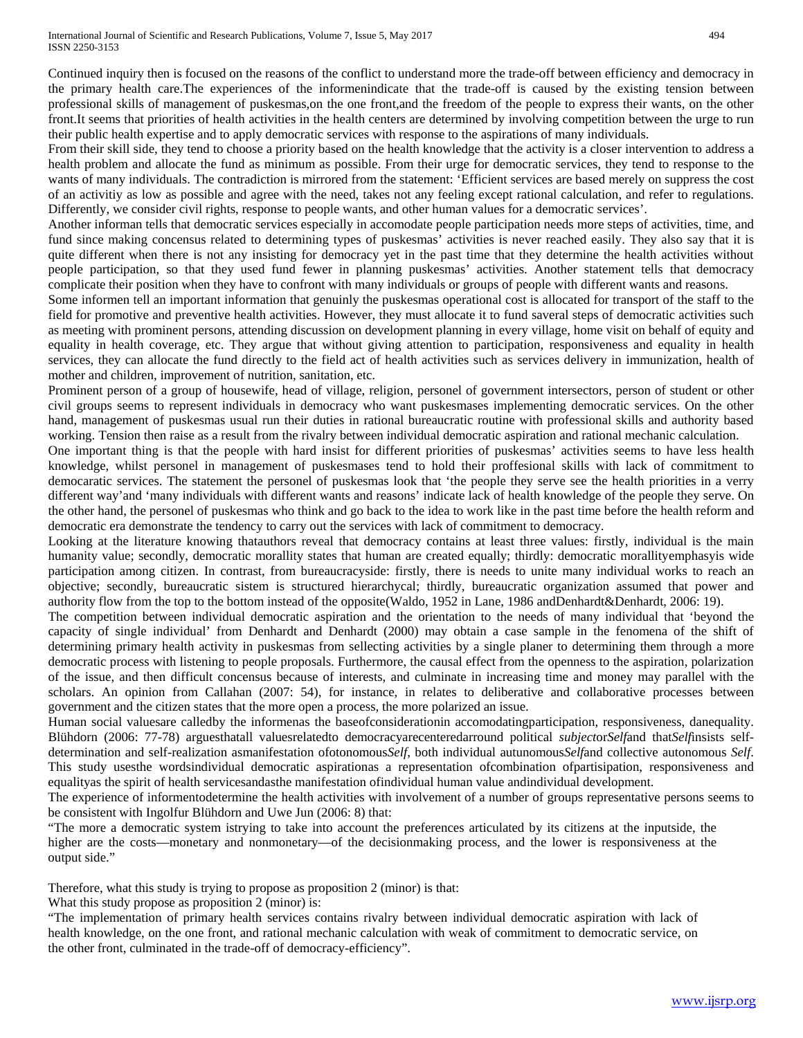Continued inquiry then is focused on the reasons of the conflict to understand more the trade-off between efficiency and democracy in the primary health care.The experiences of the informenindicate that the trade-off is caused by the existing tension between professional skills of management of puskesmas,on the one front,and the freedom of the people to express their wants, on the other front.It seems that priorities of health activities in the health centers are determined by involving competition between the urge to run their public health expertise and to apply democratic services with response to the aspirations of many individuals.

From their skill side, they tend to choose a priority based on the health knowledge that the activity is a closer intervention to address a health problem and allocate the fund as minimum as possible. From their urge for democratic services, they tend to response to the wants of many individuals. The contradiction is mirrored from the statement: 'Efficient services are based merely on suppress the cost of an activitiy as low as possible and agree with the need, takes not any feeling except rational calculation, and refer to regulations. Differently, we consider civil rights, response to people wants, and other human values for a democratic services'.

Another informan tells that democratic services especially in accomodate people participation needs more steps of activities, time, and fund since making concensus related to determining types of puskesmas' activities is never reached easily. They also say that it is quite different when there is not any insisting for democracy yet in the past time that they determine the health activities without people participation, so that they used fund fewer in planning puskesmas' activities. Another statement tells that democracy complicate their position when they have to confront with many individuals or groups of people with different wants and reasons.

Some informen tell an important information that genuinly the puskesmas operational cost is allocated for transport of the staff to the field for promotive and preventive health activities. However, they must allocate it to fund saveral steps of democratic activities such as meeting with prominent persons, attending discussion on development planning in every village, home visit on behalf of equity and equality in health coverage, etc. They argue that without giving attention to participation, responsiveness and equality in health services, they can allocate the fund directly to the field act of health activities such as services delivery in immunization, health of mother and children, improvement of nutrition, sanitation, etc.

Prominent person of a group of housewife, head of village, religion, personel of government intersectors, person of student or other civil groups seems to represent individuals in democracy who want puskesmases implementing democratic services. On the other hand, management of puskesmas usual run their duties in rational bureaucratic routine with professional skills and authority based working. Tension then raise as a result from the rivalry between individual democratic aspiration and rational mechanic calculation.

One important thing is that the people with hard insist for different priorities of puskesmas' activities seems to have less health knowledge, whilst personel in management of puskesmases tend to hold their proffesional skills with lack of commitment to democaratic services. The statement the personel of puskesmas look that 'the people they serve see the health priorities in a verry different way'and 'many individuals with different wants and reasons' indicate lack of health knowledge of the people they serve. On the other hand, the personel of puskesmas who think and go back to the idea to work like in the past time before the health reform and democratic era demonstrate the tendency to carry out the services with lack of commitment to democracy.

Looking at the literature knowing thatauthors reveal that democracy contains at least three values: firstly, individual is the main humanity value; secondly, democratic morallity states that human are created equally; thirdly: democratic morallityemphasyis wide participation among citizen. In contrast, from bureaucracyside: firstly, there is needs to unite many individual works to reach an objective; secondly, bureaucratic sistem is structured hierarchycal; thirdly, bureaucratic organization assumed that power and authority flow from the top to the bottom instead of the opposite(Waldo, 1952 in Lane, 1986 andDenhardt&Denhardt, 2006: 19).

The competition between individual democratic aspiration and the orientation to the needs of many individual that 'beyond the capacity of single individual' from Denhardt and Denhardt (2000) may obtain a case sample in the fenomena of the shift of determining primary health activity in puskesmas from sellecting activities by a single planer to determining them through a more democratic process with listening to people proposals. Furthermore, the causal effect from the openness to the aspiration, polarization of the issue, and then difficult concensus because of interests, and culminate in increasing time and money may parallel with the scholars. An opinion from Callahan (2007: 54), for instance, in relates to deliberative and collaborative processes between government and the citizen states that the more open a process, the more polarized an issue.

Human social valuesare calledby the informenas the baseofconsiderationin accomodatingparticipation, responsiveness, danequality. Blühdorn (2006: 77-78) arguesthatall valuesrelatedto democracyarecenteredarround political *subject*or*Self*and that*Self*insists self-determination and self-realization asmanifestation ofotonomous*Self*, both individual autunomous*Self*and collective autonomous *Self*. This study usesthe wordsindividual democratic aspirationas a representation ofcombination ofpartisipation, responsiveness and equalityas the spirit of health servicesandasthe manifestation ofindividual human value andindividual development.

The experience of informentodetermine the health activities with involvement of a number of groups representative persons seems to be consistent with Ingolfur Blühdorn and Uwe Jun (2006: 8) that:

"The more a democratic system istrying to take into account the preferences articulated by its citizens at the inputside, the higher are the costs—monetary and nonmonetary—of the decisionmaking process, and the lower is responsiveness at the output side."

Therefore, what this study is trying to propose as proposition 2 (minor) is that:

What this study propose as proposition 2 (minor) is:

"The implementation of primary health services contains rivalry between individual democratic aspiration with lack of health knowledge, on the one front, and rational mechanic calculation with weak of commitment to democratic service, on the other front, culminated in the trade-off of democracy-efficiency".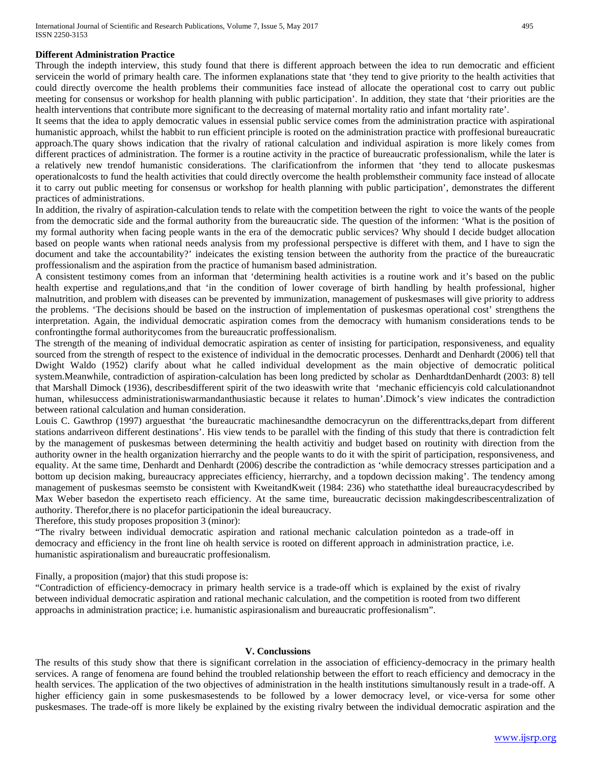**Different Administration Practice**

Through the indepth interview, this study found that there is different approach between the idea to run democratic and efficient servicein the world of primary health care. The informen explanations state that 'they tend to give priority to the health activities that could directly overcome the health problems their communities face instead of allocate the operational cost to carry out public meeting for consensus or workshop for health planning with public participation'. In addition, they state that 'their priorities are the health interventions that contribute more significant to the decreasing of maternal mortality ratio and infant mortality rate'.

It seems that the idea to apply democratic values in essensial public service comes from the administration practice with aspirational humanistic approach, whilst the habbit to run efficient principle is rooted on the administration practice with proffesional bureaucratic approach.The quary shows indication that the rivalry of rational calculation and individual aspiration is more likely comes from different practices of administration. The former is a routine activity in the practice of bureaucratic professionalism, while the later is a relatively new trendof humanistic considerations. The clarificationfrom the informen that 'they tend to allocate puskesmas operationalcosts to fund the health activities that could directly overcome the health problemstheir community face instead of allocate it to carry out public meeting for consensus or workshop for health planning with public participation', demonstrates the different practices of administrations.

In addition, the rivalry of aspiration-calculation tends to relate with the competition between the right to voice the wants of the people from the democratic side and the formal authority from the bureaucratic side. The question of the informen: 'What is the position of my formal authority when facing people wants in the era of the democratic public services? Why should I decide budget allocation based on people wants when rational needs analysis from my professional perspective is differet with them, and I have to sign the document and take the accountability?' indeicates the existing tension between the authority from the practice of the bureaucratic proffessionalism and the aspiration from the practice of humanism based administration.

A consistent testimony comes from an informan that 'determining health activities is a routine work and it's based on the public health expertise and regulations,and that 'in the condition of lower coverage of birth handling by health professional, higher malnutrition, and problem with diseases can be prevented by immunization, management of puskesmases will give priority to address the problems. 'The decisions should be based on the instruction of implementation of puskesmas operational cost' strengthens the interpretation. Again, the individual democratic aspiration comes from the democracy with humanism considerations tends to be confrontingthe formal authoritycomes from the bureaucratic proffessionalism.

The strength of the meaning of individual democratic aspiration as center of insisting for participation, responsiveness, and equality sourced from the strength of respect to the existence of individual in the democratic processes. Denhardt and Denhardt (2006) tell that Dwight Waldo (1952) clarify about what he called individual development as the main objective of democratic political system.Meanwhile, contradiction of aspiration-calculation has been long predicted by scholar as DenhardtdanDenhardt (2003: 8) tell that Marshall Dimock (1936), describesdifferent spirit of the two ideaswith write that 'mechanic efficiencyis cold calculationandnot human, whilesuccess administrationiswarmandanthusiastic because it relates to human'.Dimock's view indicates the contradiction between rational calculation and human consideration.

Louis C. Gawthrop (1997) arguesthat 'the bureaucratic machinesandthe democracyrun on the differenttracks,depart from different stations andarriveon different destinations'. His view tends to be parallel with the finding of this study that there is contradiction felt by the management of puskesmas between determining the health activitiy and budget based on routinity with direction from the authority owner in the health organization hierrarchy and the people wants to do it with the spirit of participation, responsiveness, and equality. At the same time, Denhardt and Denhardt (2006) describe the contradiction as 'while democracy stresses participation and a bottom up decision making, bureaucracy appreciates efficiency, hierrarchy, and a topdown decission making'. The tendency among management of puskesmas seemsto be consistent with KweitandKweit (1984: 236) who statethatthe ideal bureaucracydescribed by Max Weber basedon the expertiseto reach efficiency. At the same time, bureaucratic decission makingdescribescentralization of authority. Therefor,there is no placefor participationin the ideal bureaucracy.

Therefore, this study proposes proposition 3 (minor):

"The rivalry between individual democratic aspiration and rational mechanic calculation pointedon as a trade-off in democracy and efficiency in the front line oh health service is rooted on different approach in administration practice, i.e. humanistic aspirationalism and bureaucratic proffesionalism.

Finally, a proposition (major) that this studi propose is:

"Contradiction of efficiency-democracy in primary health service is a trade-off which is explained by the exist of rivalry between individual democratic aspiration and rational mechanic calculation, and the competition is rooted from two different approachs in administration practice; i.e. humanistic aspirasionalism and bureaucratic proffesionalism".

## V. Conclussions

The results of this study show that there is significant correlation in the association of efficiency-democracy in the primary health services. A range of fenomena are found behind the troubled relationship between the effort to reach efficiency and democracy in the health services. The application of the two objectives of administration in the health institutions simultanously result in a trade-off. A higher efficiency gain in some puskesmasestends to be followed by a lower democracy level, or vice-versa for some other puskesmases. The trade-off is more likely be explained by the existing rivalry between the individual democratic aspiration and the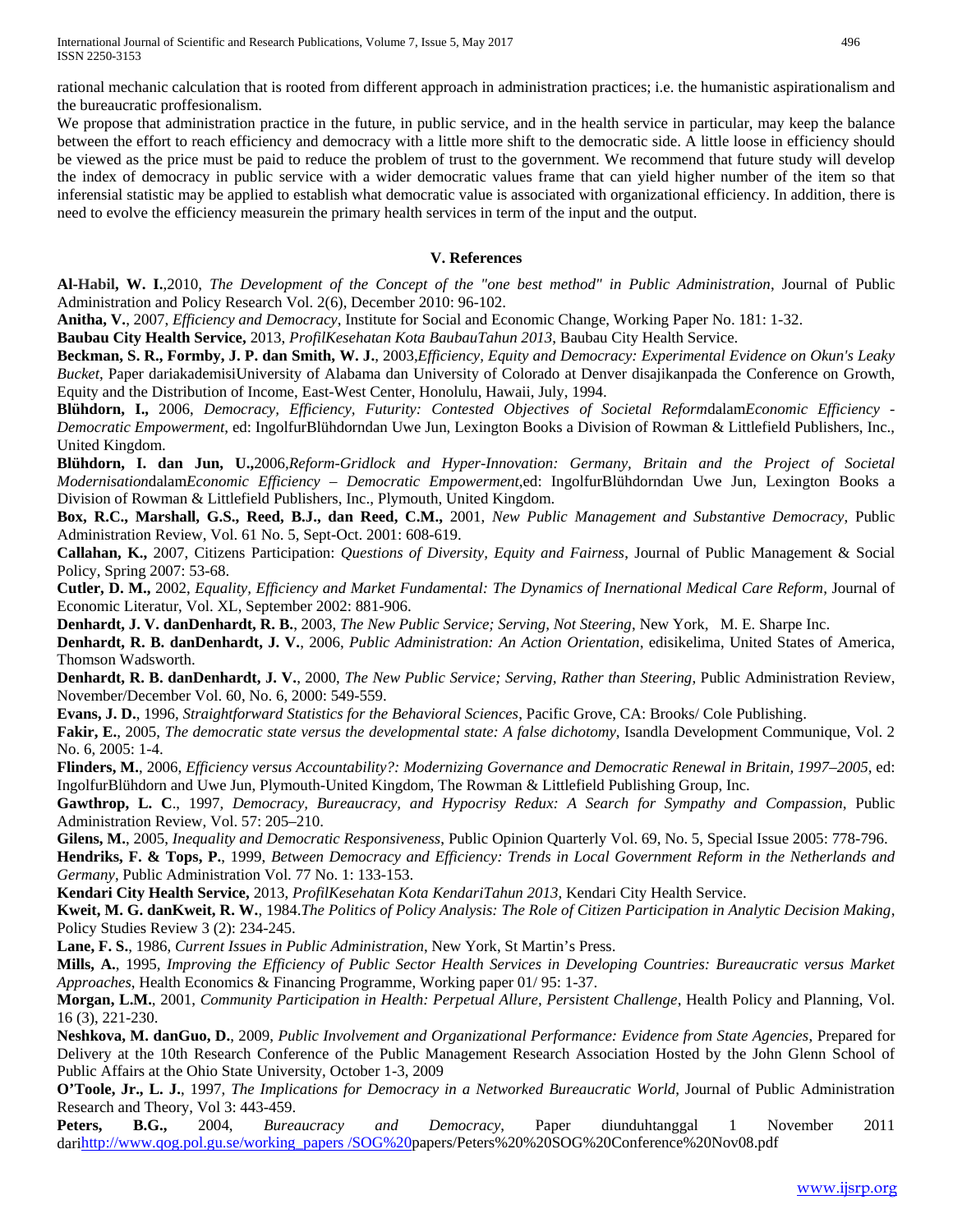rational mechanic calculation that is rooted from different approach in administration practices; i.e. the humanistic aspirationalism and the bureaucratic proffesionalism.

We propose that administration practice in the future, in public service, and in the health service in particular, may keep the balance between the effort to reach efficiency and democracy with a little more shift to the democratic side. A little loose in efficiency should be viewed as the price must be paid to reduce the problem of trust to the government. We recommend that future study will develop the index of democracy in public service with a wider democratic values frame that can yield higher number of the item so that inferensial statistic may be applied to establish what democratic value is associated with organizational efficiency. In addition, there is need to evolve the efficiency measurein the primary health services in term of the input and the output.

## V. References

**Al-Habil, W. I.**,2010, *The Development of the Concept of the "one best method" in Public Administration*, Journal of Public Administration and Policy Research Vol. 2(6), December 2010: 96-102.

**Anitha, V.**, 2007, *Efficiency and Democracy*, Institute for Social and Economic Change, Working Paper No. 181: 1-32.

**Baubau City Health Service,** 2013, *ProfilKesehatan Kota BaubauTahun 2013*, Baubau City Health Service.

**Beckman, S. R., Formby, J. P. dan Smith, W. J.**, 2003,*Efficiency, Equity and Democracy: Experimental Evidence on Okun's Leaky Bucket*, Paper dariakademisiUniversity of Alabama dan University of Colorado at Denver disajikanpada the Conference on Growth, Equity and the Distribution of Income, East-West Center, Honolulu, Hawaii, July, 1994.

**Blühdorn, I.,** 2006, *Democracy, Efficiency, Futurity: Contested Objectives of Societal Reform*dalam*Economic Efficiency - Democratic Empowerment*, ed: IngolfurBlühdorndan Uwe Jun, Lexington Books a Division of Rowman & Littlefield Publishers, Inc., United Kingdom.

**Blühdorn, I. dan Jun, U.,**2006,*Reform-Gridlock and Hyper-Innovation: Germany, Britain and the Project of Societal Modernisation*dalam*Economic Efficiency – Democratic Empowerment*,ed: IngolfurBlühdorndan Uwe Jun, Lexington Books a Division of Rowman & Littlefield Publishers, Inc., Plymouth, United Kingdom.

**Box, R.C., Marshall, G.S., Reed, B.J., dan Reed, C.M.,** 2001, *New Public Management and Substantive Democracy*, Public Administration Review, Vol. 61 No. 5, Sept-Oct. 2001: 608-619.

**Callahan, K.,** 2007, Citizens Participation: *Questions of Diversity, Equity and Fairness*, Journal of Public Management & Social Policy, Spring 2007: 53-68.

**Cutler, D. M.,** 2002, *Equality, Efficiency and Market Fundamental: The Dynamics of Inernational Medical Care Reform*, Journal of Economic Literatur, Vol. XL, September 2002: 881-906.

**Denhardt, J. V. danDenhardt, R. B.**, 2003, *The New Public Service; Serving, Not Steering*, New York, M. E. Sharpe Inc.

**Denhardt, R. B. danDenhardt, J. V.**, 2006, *Public Administration: An Action Orientation*, edisikelima, United States of America, Thomson Wadsworth.

**Denhardt, R. B. danDenhardt, J. V.**, 2000, *The New Public Service; Serving, Rather than Steering*, Public Administration Review, November/December Vol. 60, No. 6, 2000: 549-559.

**Evans, J. D.**, 1996, *Straightforward Statistics for the Behavioral Sciences*, Pacific Grove, CA: Brooks/ Cole Publishing.

**Fakir, E.**, 2005, *The democratic state versus the developmental state: A false dichotomy*, Isandla Development Communique, Vol. 2 No. 6, 2005: 1-4.

**Flinders, M.**, 2006, *Efficiency versus Accountability?: Modernizing Governance and Democratic Renewal in Britain, 1997–2005*, ed: IngolfurBlühdorn and Uwe Jun, Plymouth-United Kingdom, The Rowman & Littlefield Publishing Group, Inc.

**Gawthrop, L. C**., 1997, *Democracy, Bureaucracy, and Hypocrisy Redux: A Search for Sympathy and Compassion*, Public Administration Review, Vol. 57: 205–210.

**Gilens, M.**, 2005, *Inequality and Democratic Responsiveness*, Public Opinion Quarterly Vol. 69, No. 5, Special Issue 2005: 778-796.

**Hendriks, F. & Tops, P.**, 1999, *Between Democracy and Efficiency: Trends in Local Government Reform in the Netherlands and Germany*, Public Administration Vol. 77 No. 1: 133-153.

**Kendari City Health Service,** 2013, *ProfilKesehatan Kota KendariTahun 2013*, Kendari City Health Service.

**Kweit, M. G. danKweit, R. W.**, 1984.*The Politics of Policy Analysis: The Role of Citizen Participation in Analytic Decision Making*, Policy Studies Review 3 (2): 234-245.

**Lane, F. S.**, 1986, *Current Issues in Public Administration*, New York, St Martin's Press.

**Mills, A.**, 1995, *Improving the Efficiency of Public Sector Health Services in Developing Countries: Bureaucratic versus Market Approaches*, Health Economics & Financing Programme, Working paper 01/ 95: 1-37.

**Morgan, L.M.**, 2001, *Community Participation in Health: Perpetual Allure, Persistent Challenge*, Health Policy and Planning, Vol. 16 (3), 221-230.

**Neshkova, M. danGuo, D.**, 2009, *Public Involvement and Organizational Performance: Evidence from State Agencies*, Prepared for Delivery at the 10th Research Conference of the Public Management Research Association Hosted by the John Glenn School of Public Affairs at the Ohio State University, October 1-3, 2009

**O'Toole, Jr., L. J.**, 1997, *The Implications for Democracy in a Networked Bureaucratic World*, Journal of Public Administration Research and Theory, Vol 3: 443-459.

**Peters, B.G.,** 2004, *Bureaucracy and Democracy*, Paper diunduhtanggal 1 November 2011 darihttp://www.qog.pol.gu.se/working_papers /SOG%20papers/Peters%20%20SOG%20Conference%20Nov08.pdf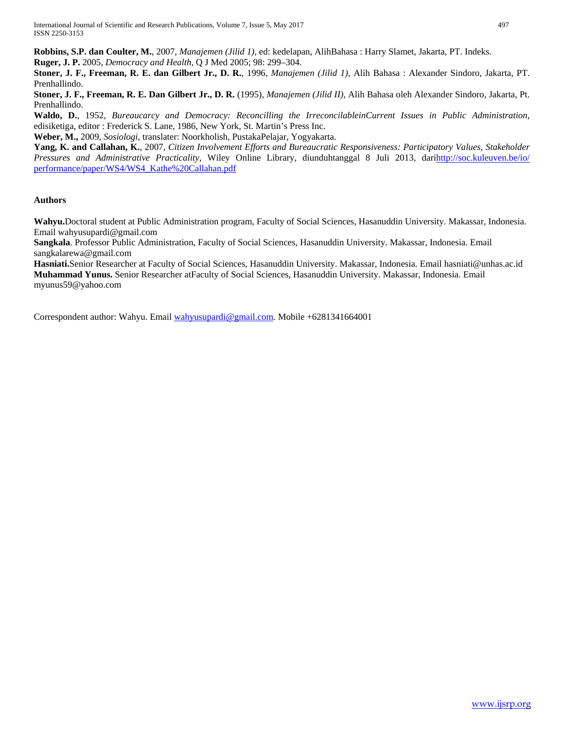**Robbins, S.P. dan Coulter, M.**, 2007, *Manajemen (Jilid 1)*, ed: kedelapan, AlihBahasa : Harry Slamet, Jakarta, PT. Indeks.

**Ruger, J. P.** 2005, *Democracy and Health*, Q J Med 2005; 98: 299–304.

**Stoner, J. F., Freeman, R. E. dan Gilbert Jr., D. R.**, 1996, *Manajemen (Jilid 1)*, Alih Bahasa : Alexander Sindoro, Jakarta, PT. Prenhallindo.

**Stoner, J. F., Freeman, R. E. Dan Gilbert Jr., D. R.** (1995), *Manajemen (Jilid II)*, Alih Bahasa oleh Alexander Sindoro, Jakarta, Pt. Prenhallindo.

**Waldo, D.**, 1952, *Bureaucarcy and Democracy: Reconcilling the IrreconcilableinCurrent Issues in Public Administration*, edisiketiga, editor : Frederick S. Lane, 1986, New York, St. Martin's Press Inc.

**Weber, M.,** 2009, *Sosiologi*, translater: Noorkholish, PustakaPelajar, Yogyakarta.

**Yang, K. and Callahan, K.**, 2007, *Citizen Involvement Efforts and Bureaucratic Responsiveness: Participatory Values, Stakeholder Pressures and Administrative Practicality*, Wiley Online Library, diunduhtanggal 8 Juli 2013, darihttp://soc.kuleuven.be/io/performance/paper/WS4/WS4_Kathe%20Callahan.pdf

## Authors

**Wahyu.**Doctoral student at Public Administration program, Faculty of Social Sciences, Hasanuddin University. Makassar, Indonesia. Email wahyusupardi@gmail.com

**Sangkala**. Professor Public Administration, Faculty of Social Sciences, Hasanuddin University. Makassar, Indonesia. Email sangkalarewa@gmail.com

**Hasniati.**Senior Researcher at Faculty of Social Sciences, Hasanuddin University. Makassar, Indonesia. Email hasniati@unhas.ac.id

**Muhammad Yunus.** Senior Researcher atFaculty of Social Sciences, Hasanuddin University. Makassar, Indonesia. Email myunus59@yahoo.com

Correspondent author: Wahyu. Email wahyusupardi@gmail.com. Mobile +6281341664001